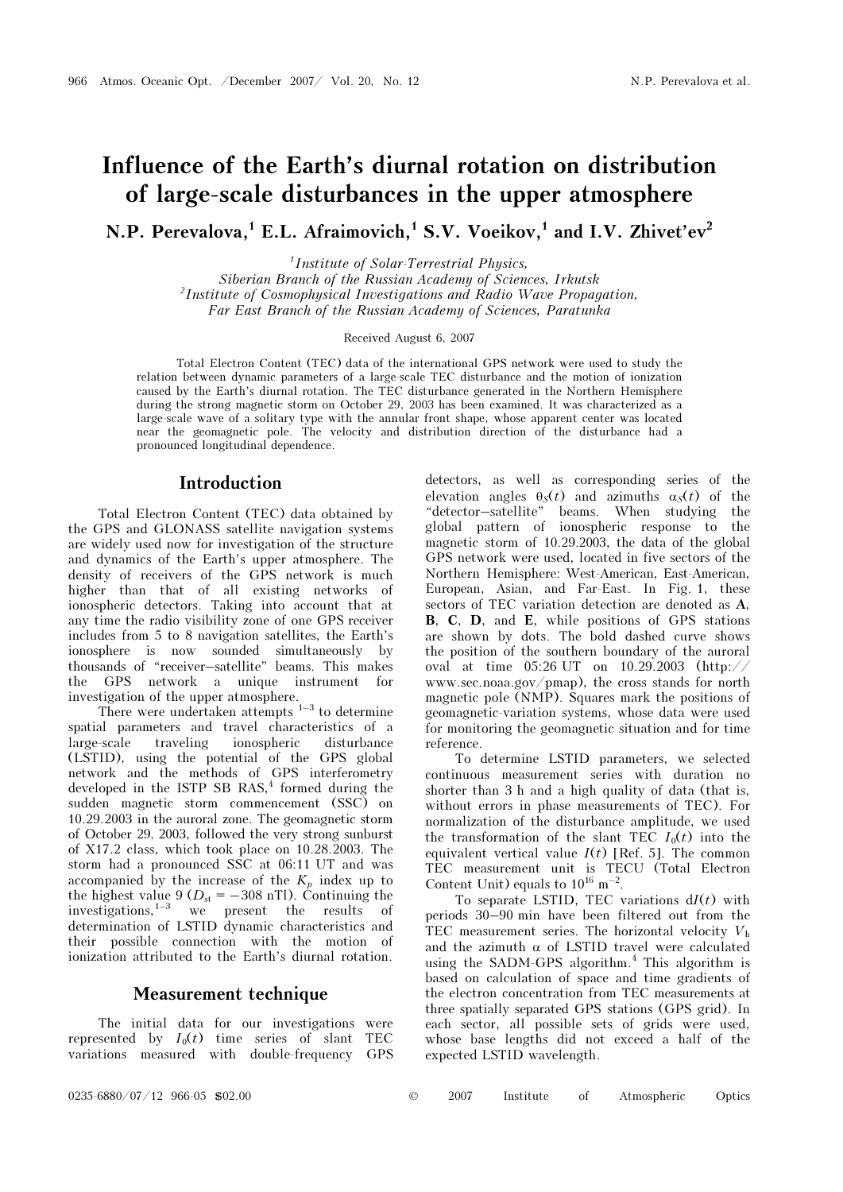# Influence of the Earth's diurnal rotation on distribution of large-scale disturbances in the upper atmosphere

**N.P. Perevalova,[1] E.L. Afraimovich,[1] S.V. Voeikov,[1] and I.V. Zhivet'ev[2]**

[1] *Institute of Solar-Terrestrial Physics, Siberian Branch of the Russian Academy of Sciences, Irkutsk*
[2] *Institute of Cosmophysical Investigations and Radio Wave Propagation, Far East Branch of the Russian Academy of Sciences, Paratunka*

Received August 6, 2007

Total Electron Content (TEC) data of the international GPS network were used to study the relation between dynamic parameters of a large-scale TEC disturbance and the motion of ionization caused by the Earth's diurnal rotation. The TEC disturbance generated in the Northern Hemisphere during the strong magnetic storm on October 29, 2003 has been examined. It was characterized as a large-scale wave of a solitary type with the annular front shape, whose apparent center was located near the geomagnetic pole. The velocity and distribution direction of the disturbance had a pronounced longitudinal dependence.

## Introduction

Total Electron Content (TEC) data obtained by the GPS and GLONASS satellite navigation systems are widely used now for investigation of the structure and dynamics of the Earth's upper atmosphere. The density of receivers of the GPS network is much higher than that of all existing networks of ionospheric detectors. Taking into account that at any time the radio visibility zone of one GPS receiver includes from 5 to 8 navigation satellites, the Earth's ionosphere is now sounded simultaneously by thousands of "receiver–satellite" beams. This makes the GPS network a unique instrument for investigation of the upper atmosphere.

There were undertaken attempts [1–3] to determine spatial parameters and travel characteristics of a large-scale traveling ionospheric disturbance (LSTID), using the potential of the GPS global network and the methods of GPS interferometry developed in the ISTP SB RAS,[4] formed during the sudden magnetic storm commencement (SSC) on 10.29.2003 in the auroral zone. The geomagnetic storm of October 29, 2003, followed the very strong sunburst of X17.2 class, which took place on 10.28.2003. The storm had a pronounced SSC at 06:11 UT and was accompanied by the increase of the $K_p$ index up to the highest value 9 ($D_{st} = -308$ nTl). Continuing the investigations,[1–3] we present the results of determination of LSTID dynamic characteristics and their possible connection with the motion of ionization attributed to the Earth's diurnal rotation.

## Measurement technique

The initial data for our investigations were represented by $I_0(t)$ time series of slant TEC variations measured with double-frequency GPS detectors, as well as corresponding series of the elevation angles $\theta_S(t)$ and azimuths $\alpha_S(t)$ of the "detector–satellite" beams. When studying the global pattern of ionospheric response to the magnetic storm of 10.29.2003, the data of the global GPS network were used, located in five sectors of the Northern Hemisphere: West-American, East-American, European, Asian, and Far-East. In Fig. 1, these sectors of TEC variation detection are denoted as **A**, **B**, **C**, **D**, and **E**, while positions of GPS stations are shown by dots. The bold dashed curve shows the position of the southern boundary of the auroral oval at time 05:26 UT on 10.29.2003 (http://www.sec.noaa.gov/pmap), the cross stands for north magnetic pole (NMP). Squares mark the positions of geomagnetic-variation systems, whose data were used for monitoring the geomagnetic situation and for time reference.

To determine LSTID parameters, we selected continuous measurement series with duration no shorter than 3 h and a high quality of data (that is, without errors in phase measurements of TEC). For normalization of the disturbance amplitude, we used the transformation of the slant TEC $I_0(t)$ into the equivalent vertical value $I(t)$ [Ref. 5]. The common TEC measurement unit is TECU (Total Electron Content Unit) equals to $10^{16}$ m$^{-2}$.

To separate LSTID, TEC variations $dI(t)$ with periods 30–90 min have been filtered out from the TEC measurement series. The horizontal velocity $V_h$ and the azimuth $\alpha$ of LSTID travel were calculated using the SADM-GPS algorithm.[4] This algorithm is based on calculation of space and time gradients of the electron concentration from TEC measurements at three spatially separated GPS stations (GPS grid). In each sector, all possible sets of grids were used, whose base lengths did not exceed a half of the expected LSTID wavelength.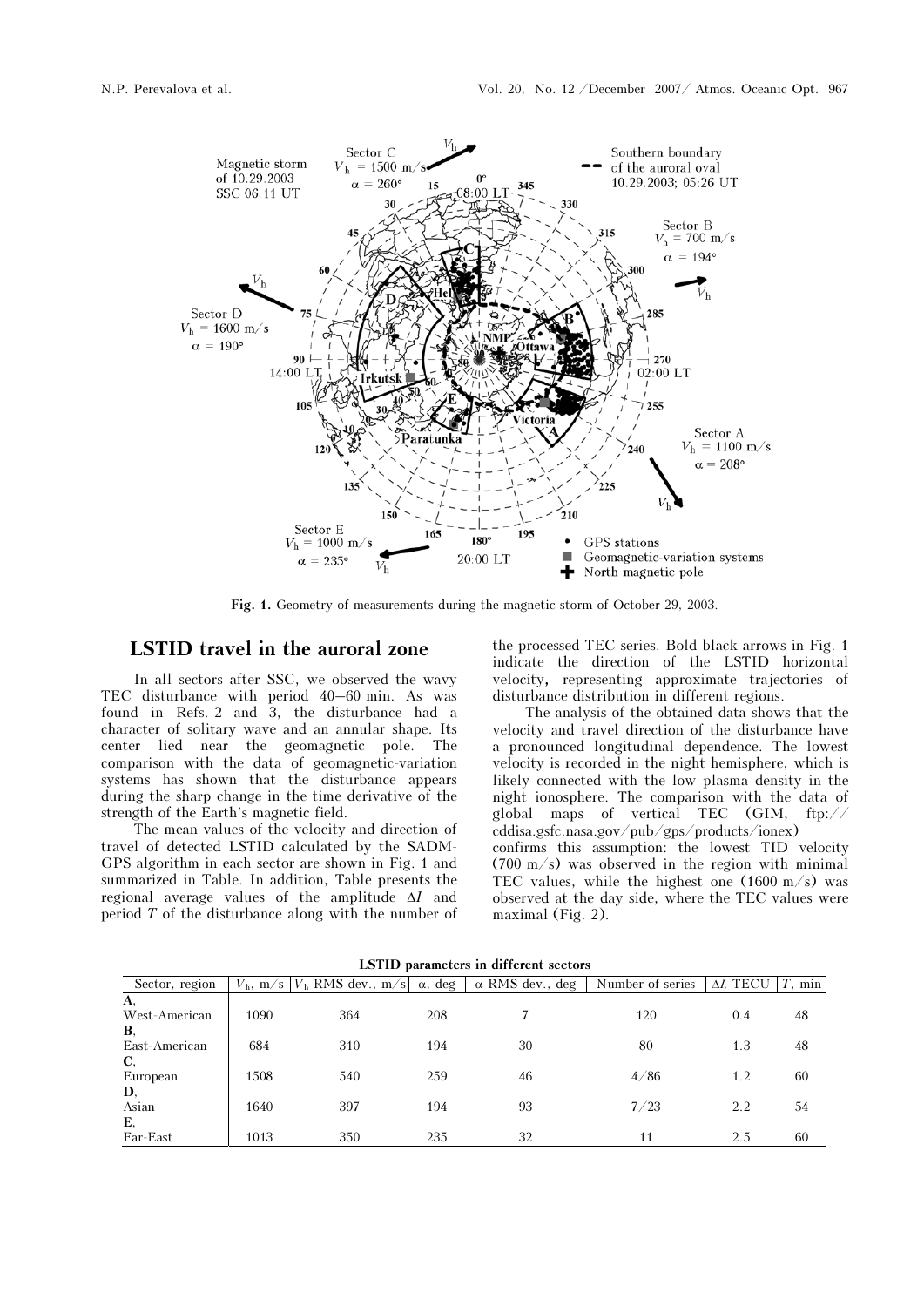Fig. 1. Geometry of measurements during the magnetic storm of October 29, 2003.

## LSTID travel in the auroral zone

In all sectors after SSC, we observed the wavy TEC disturbance with period 40–60 min. As was found in Refs. 2 and 3, the disturbance had a character of solitary wave and an annular shape. Its center lied near the geomagnetic pole. The comparison with the data of geomagnetic-variation systems has shown that the disturbance appears during the sharp change in the time derivative of the strength of the Earth's magnetic field.

The mean values of the velocity and direction of travel of detected LSTID calculated by the SADM-GPS algorithm in each sector are shown in Fig. 1 and summarized in Table. In addition, Table presents the regional average values of the amplitude $\Delta I$ and period $T$ of the disturbance along with the number of the processed TEC series. Bold black arrows in Fig. 1 indicate the direction of the LSTID horizontal velocity, representing approximate trajectories of disturbance distribution in different regions.

The analysis of the obtained data shows that the velocity and travel direction of the disturbance have a pronounced longitudinal dependence. The lowest velocity is recorded in the night hemisphere, which is likely connected with the low plasma density in the night ionosphere. The comparison with the data of global maps of vertical TEC (GIM, ftp://cddisa.gsfc.nasa.gov/pub/gps/products/ionex) confirms this assumption: the lowest TID velocity (700 m/s) was observed in the region with minimal TEC values, while the highest one (1600 m/s) was observed at the day side, where the TEC values were maximal (Fig. 2).

**LSTID parameters in different sectors**

| Sector, region | $V_h$, m/s | $V_h$ RMS dev., m/s | $\alpha$, deg | $\alpha$ RMS dev., deg | Number of series | $\Delta I$, TECU | $T$, min |
|---|---|---|---|---|---|---|---|
| A, West-American | 1090 | 364 | 208 | 7 | 120 | 0.4 | 48 |
| B, East-American | 684 | 310 | 194 | 30 | 80 | 1.3 | 48 |
| C, European | 1508 | 540 | 259 | 46 | 4/86 | 1.2 | 60 |
| D, Asian | 1640 | 397 | 194 | 93 | 7/23 | 2.2 | 54 |
| E, Far-East | 1013 | 350 | 235 | 32 | 11 | 2.5 | 60 |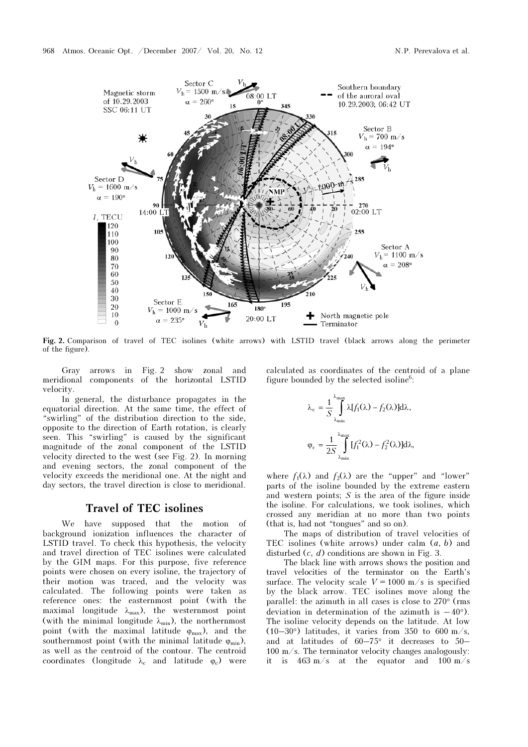**Fig. 2.** Comparison of travel of TEC isolines (white arrows) with LSTID travel (black arrows along the perimeter of the figure).

Gray arrows in Fig. 2 show zonal and meridional components of the horizontal LSTID velocity.

In general, the disturbance propagates in the equatorial direction. At the same time, the effect of "swirling" of the distribution direction to the side, opposite to the direction of Earth rotation, is clearly seen. This "swirling" is caused by the significant magnitude of the zonal component of the LSTID velocity directed to the west (see Fig. 2). In morning and evening sectors, the zonal component of the velocity exceeds the meridional one. At the night and day sectors, the travel direction is close to meridional.

## Travel of TEC isolines

We have supposed that the motion of background ionization influences the character of LSTID travel. To check this hypothesis, the velocity and travel direction of TEC isolines were calculated by the GIM maps. For this purpose, five reference points were chosen on every isoline, the trajectory of their motion was traced, and the velocity was calculated. The following points were taken as reference ones: the easternmost point (with the maximal longitude $\lambda_{max}$), the westernmost point (with the minimal longitude $\lambda_{min}$), the northernmost point (with the maximal latitude $\varphi_{max}$), and the southernmost point (with the minimal latitude $\varphi_{min}$), as well as the centroid of the contour. The centroid coordinates (longitude $\lambda_c$ and latitude $\varphi_c$) were calculated as coordinates of the centroid of a plane figure bounded by the selected isoline[6]:

$$\lambda_c = \frac{1}{S} \int_{\lambda_{min}}^{\lambda_{max}} \lambda[f_1(\lambda) - f_2(\lambda)]d\lambda,$$

$$\varphi_c = \frac{1}{2S} \int_{\lambda_{min}}^{\lambda_{max}} [f_1^2(\lambda) - f_2^2(\lambda)]d\lambda,$$

where $f_1(\lambda)$ and $f_2(\lambda)$ are the "upper" and "lower" parts of the isoline bounded by the extreme eastern and western points; $S$ is the area of the figure inside the isoline. For calculations, we took isolines, which crossed any meridian at no more than two points (that is, had not "tongues" and so on).

The maps of distribution of travel velocities of TEC isolines (white arrows) under calm (*a*, *b*) and disturbed (*c*, *d*) conditions are shown in Fig. 3.

The black line with arrows shows the position and travel velocities of the terminator on the Earth's surface. The velocity scale $V = 1000$ m/s is specified by the black arrow. TEC isolines move along the parallel: the azimuth in all cases is close to 270° (rms deviation in determination of the azimuth is $-40°$). The isoline velocity depends on the latitude. At low (10–30°) latitudes, it varies from 350 to 600 m/s, and at latitudes of 60–75° it decreases to 50–100 m/s. The terminator velocity changes analogously: it is 463 m/s at the equator and 100 m/s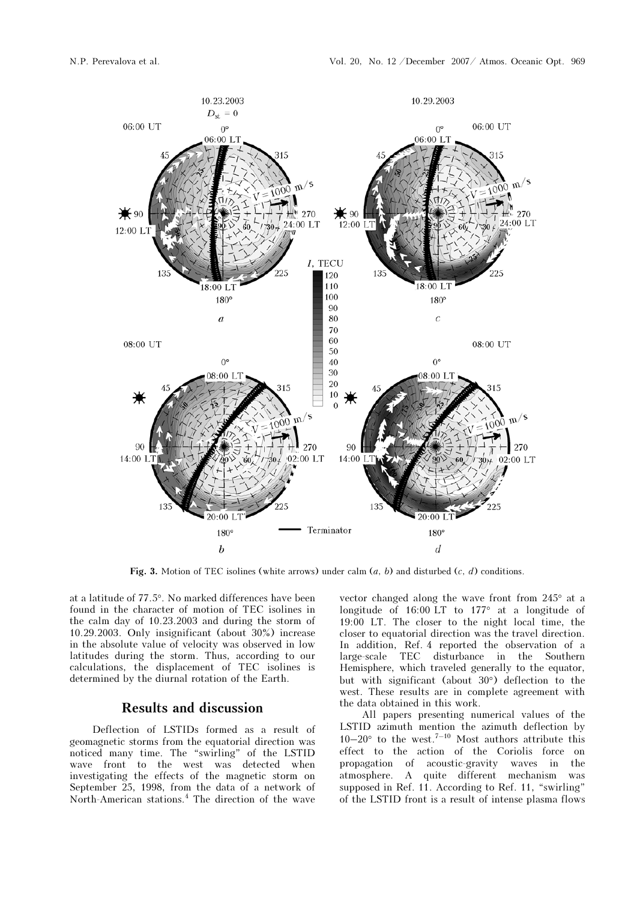**Fig. 3.** Motion of TEC isolines (white arrows) under calm (*a*, *b*) and disturbed (*c*, *d*) conditions.

at a latitude of 77.5°. No marked differences have been found in the character of motion of TEC isolines in the calm day of 10.23.2003 and during the storm of 10.29.2003. Only insignificant (about 30%) increase in the absolute value of velocity was observed in low latitudes during the storm. Thus, according to our calculations, the displacement of TEC isolines is determined by the diurnal rotation of the Earth.

## Results and discussion

Deflection of LSTIDs formed as a result of geomagnetic storms from the equatorial direction was noticed many time. The "swirling" of the LSTID wave front to the west was detected when investigating the effects of the magnetic storm on September 25, 1998, from the data of a network of North-American stations.[4] The direction of the wave vector changed along the wave front from 245° at a longitude of 16:00 LT to 177° at a longitude of 19:00 LT. The closer to the night local time, the closer to equatorial direction was the travel direction. In addition, Ref. 4 reported the observation of a large-scale TEC disturbance in the Southern Hemisphere, which traveled generally to the equator, but with significant (about 30°) deflection to the west. These results are in complete agreement with the data obtained in this work.

All papers presenting numerical values of the LSTID azimuth mention the azimuth deflection by 10–20° to the west.[7–10] Most authors attribute this effect to the action of the Coriolis force on propagation of acoustic-gravity waves in the atmosphere. A quite different mechanism was supposed in Ref. 11. According to Ref. 11, "swirling" of the LSTID front is a result of intense plasma flows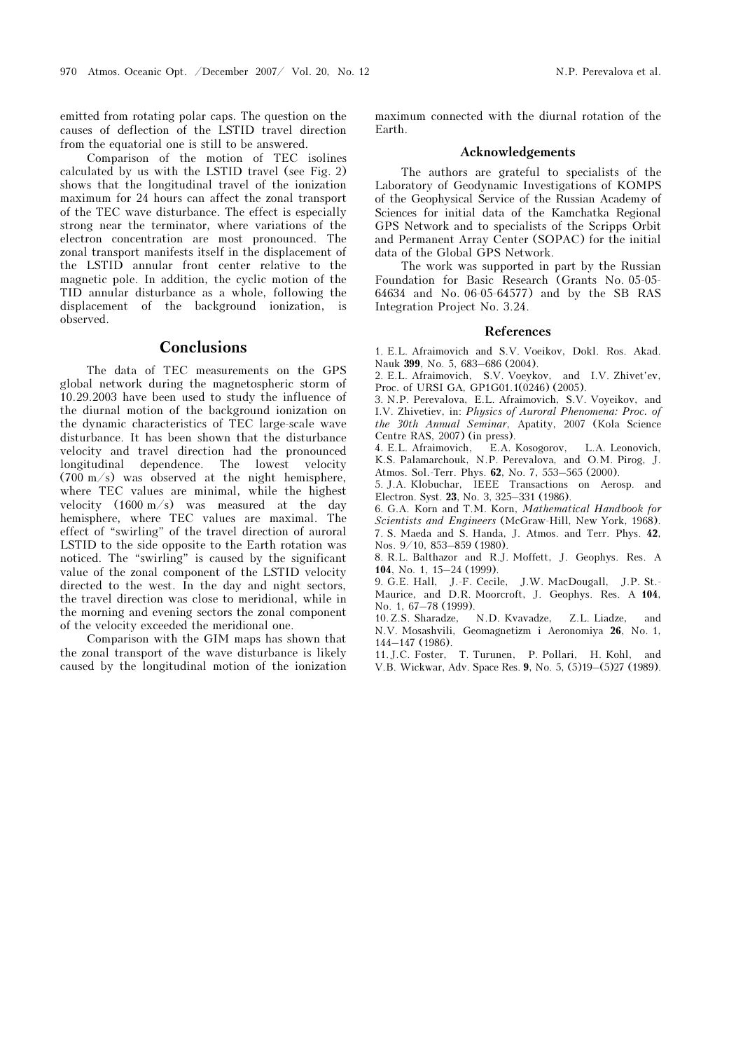emitted from rotating polar caps. The question on the causes of deflection of the LSTID travel direction from the equatorial one is still to be answered.

Comparison of the motion of TEC isolines calculated by us with the LSTID travel (see Fig. 2) shows that the longitudinal travel of the ionization maximum for 24 hours can affect the zonal transport of the TEC wave disturbance. The effect is especially strong near the terminator, where variations of the electron concentration are most pronounced. The zonal transport manifests itself in the displacement of the LSTID annular front center relative to the magnetic pole. In addition, the cyclic motion of the TID annular disturbance as a whole, following the displacement of the background ionization, is observed.

## Conclusions

The data of TEC measurements on the GPS global network during the magnetospheric storm of 10.29.2003 have been used to study the influence of the diurnal motion of the background ionization on the dynamic characteristics of TEC large-scale wave disturbance. It has been shown that the disturbance velocity and travel direction had the pronounced longitudinal dependence. The lowest velocity (700 m/s) was observed at the night hemisphere, where TEC values are minimal, while the highest velocity (1600 m/s) was measured at the day hemisphere, where TEC values are maximal. The effect of "swirling" of the travel direction of auroral LSTID to the side opposite to the Earth rotation was noticed. The "swirling" is caused by the significant value of the zonal component of the LSTID velocity directed to the west. In the day and night sectors, the travel direction was close to meridional, while in the morning and evening sectors the zonal component of the velocity exceeded the meridional one.

Comparison with the GIM maps has shown that the zonal transport of the wave disturbance is likely caused by the longitudinal motion of the ionization maximum connected with the diurnal rotation of the Earth.

### Acknowledgements

The authors are grateful to specialists of the Laboratory of Geodynamic Investigations of KOMPS of the Geophysical Service of the Russian Academy of Sciences for initial data of the Kamchatka Regional GPS Network and to specialists of the Scripps Orbit and Permanent Array Center (SOPAC) for the initial data of the Global GPS Network.

The work was supported in part by the Russian Foundation for Basic Research (Grants No. 05-05-64634 and No. 06-05-64577) and by the SB RAS Integration Project No. 3.24.

### References

1. E.L. Afraimovich and S.V. Voeikov, Dokl. Ros. Akad. Nauk **399**, No. 5, 683–686 (2004).
2. E.L. Afraimovich, S.V. Voeykov, and I.V. Zhivet'ev, Proc. of URSI GA, GP1G01.1(0246) (2005).
3. N.P. Perevalova, E.L. Afraimovich, S.V. Voyeikov, and I.V. Zhivetiev, in: *Physics of Auroral Phenomena: Proc. of the 30th Annual Seminar*, Apatity, 2007 (Kola Science Centre RAS, 2007) (in press).
4. E.L. Afraimovich, E.A. Kosogorov, L.A. Leonovich, K.S. Palamarchouk, N.P. Perevalova, and O.M. Pirog, J. Atmos. Sol.-Terr. Phys. **62**, No. 7, 553–565 (2000).
5. J.A. Klobuchar, IEEE Transactions on Aerosp. and Electron. Syst. **23**, No. 3, 325–331 (1986).
6. G.A. Korn and T.M. Korn, *Mathematical Handbook for Scientists and Engineers* (McGraw-Hill, New York, 1968).
7. S. Maeda and S. Handa, J. Atmos. and Terr. Phys. **42**, Nos. 9/10, 853–859 (1980).
8. R.L. Balthazor and R.J. Moffett, J. Geophys. Res. A **104**, No. 1, 15–24 (1999).
9. G.E. Hall, J.-F. Cecile, J.W. MacDougall, J.P. St.-Maurice, and D.R. Moorcroft, J. Geophys. Res. A **104**, No. 1, 67–78 (1999).
10. Z.S. Sharadze, N.D. Kvavadze, Z.L. Liadze, and N.V. Mosashvili, Geomagnetizm i Aeronomiya **26**, No. 1, 144–147 (1986).
11. J.C. Foster, T. Turunen, P. Pollari, H. Kohl, and V.B. Wickwar, Adv. Space Res. **9**, No. 5, (5)19–(5)27 (1989).